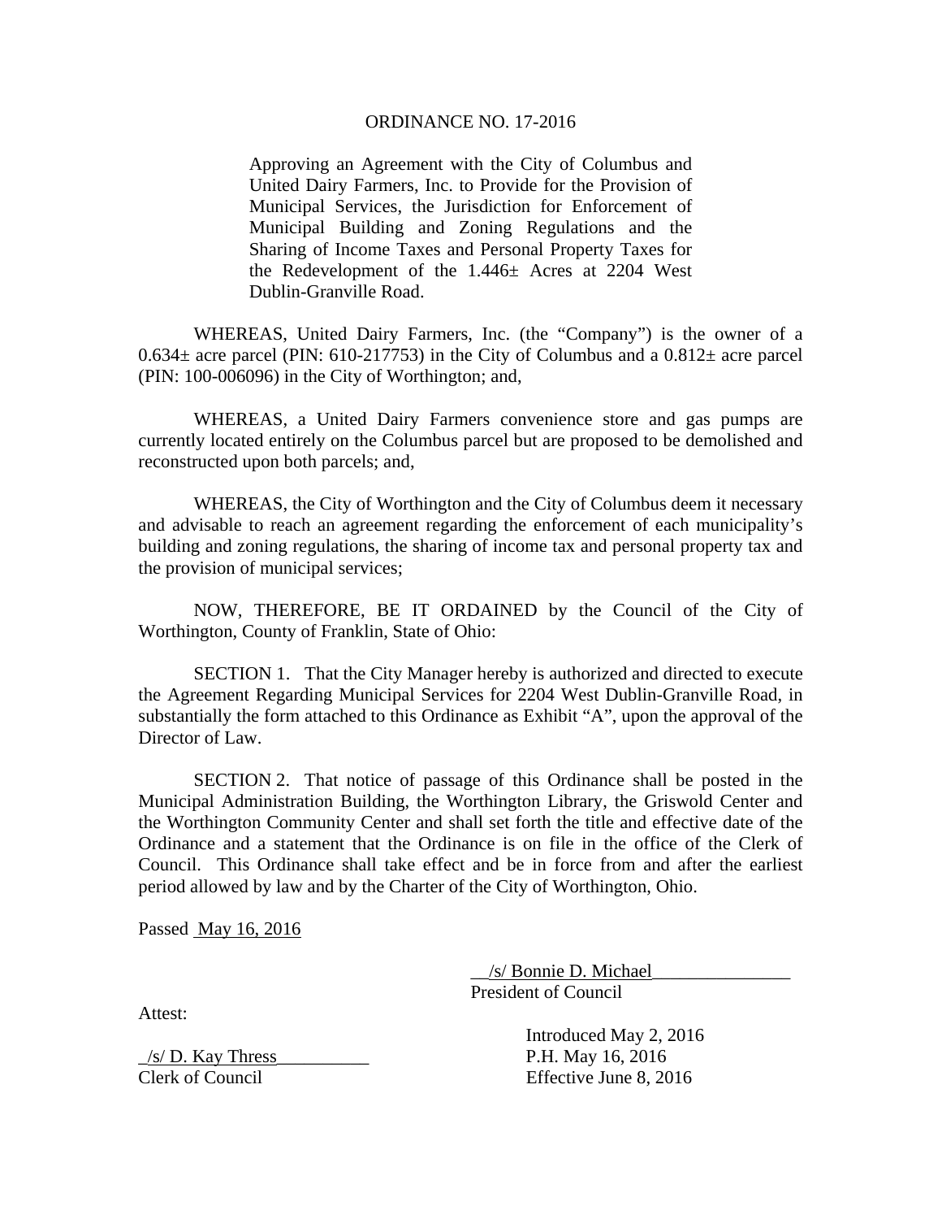# ORDINANCE NO. 17-2016

Approving an Agreement with the City of Columbus and United Dairy Farmers, Inc. to Provide for the Provision of Municipal Services, the Jurisdiction for Enforcement of Municipal Building and Zoning Regulations and the Sharing of Income Taxes and Personal Property Taxes for the Redevelopment of the 1.446± Acres at 2204 West Dublin-Granville Road.

WHEREAS, United Dairy Farmers, Inc. (the "Company") is the owner of a 0.634± acre parcel (PIN: 610-217753) in the City of Columbus and a 0.812± acre parcel (PIN: 100-006096) in the City of Worthington; and,

WHEREAS, a United Dairy Farmers convenience store and gas pumps are currently located entirely on the Columbus parcel but are proposed to be demolished and reconstructed upon both parcels; and,

WHEREAS, the City of Worthington and the City of Columbus deem it necessary and advisable to reach an agreement regarding the enforcement of each municipality's building and zoning regulations, the sharing of income tax and personal property tax and the provision of municipal services;

NOW, THEREFORE, BE IT ORDAINED by the Council of the City of Worthington, County of Franklin, State of Ohio:

SECTION 1. That the City Manager hereby is authorized and directed to execute the Agreement Regarding Municipal Services for 2204 West Dublin-Granville Road, in substantially the form attached to this Ordinance as Exhibit "A", upon the approval of the Director of Law.

SECTION 2. That notice of passage of this Ordinance shall be posted in the Municipal Administration Building, the Worthington Library, the Griswold Center and the Worthington Community Center and shall set forth the title and effective date of the Ordinance and a statement that the Ordinance is on file in the office of the Clerk of Council. This Ordinance shall take effect and be in force from and after the earliest period allowed by law and by the Charter of the City of Worthington, Ohio.

Passed May 16, 2016

/s/ Bonnie D. Michael
President of Council

Attest:

/s/ D. Kay Thress
Clerk of Council

Introduced May 2, 2016
P.H. May 16, 2016
Effective June 8, 2016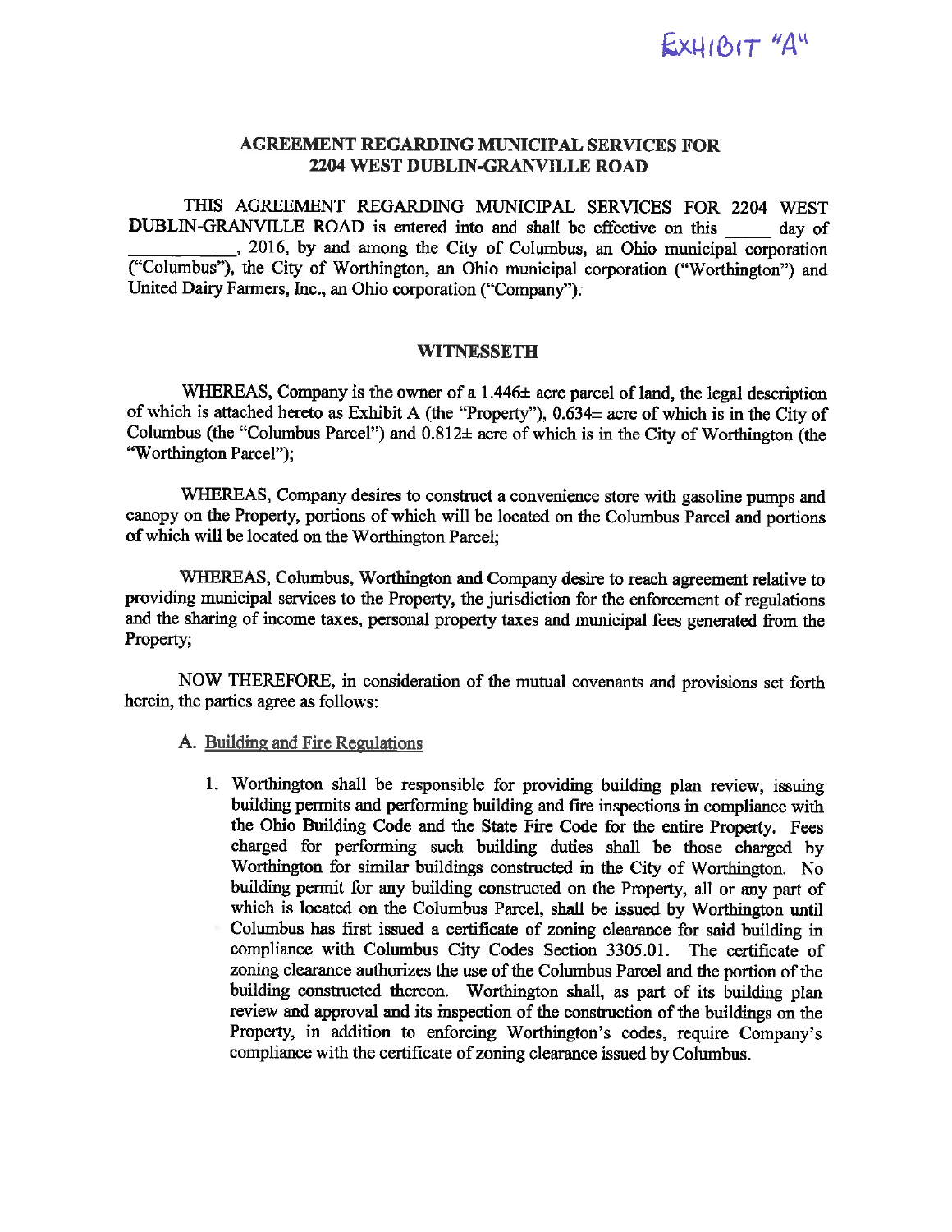EXHIBIT "A"

## AGREEMENT REGARDING MUNICIPAL SERVICES FOR 2204 WEST DUBLIN-GRANVILLE ROAD

THIS AGREEMENT REGARDING MUNICIPAL SERVICES FOR 2204 WEST DUBLIN-GRANVILLE ROAD is entered into and shall be effective on this _____ day of ___________, 2016, by and among the City of Columbus, an Ohio municipal corporation ("Columbus"), the City of Worthington, an Ohio municipal corporation ("Worthington") and United Dairy Farmers, Inc., an Ohio corporation ("Company").

### WITNESSETH

WHEREAS, Company is the owner of a 1.446± acre parcel of land, the legal description of which is attached hereto as Exhibit A (the "Property"), 0.634± acre of which is in the City of Columbus (the "Columbus Parcel") and 0.812± acre of which is in the City of Worthington (the "Worthington Parcel");

WHEREAS, Company desires to construct a convenience store with gasoline pumps and canopy on the Property, portions of which will be located on the Columbus Parcel and portions of which will be located on the Worthington Parcel;

WHEREAS, Columbus, Worthington and Company desire to reach agreement relative to providing municipal services to the Property, the jurisdiction for the enforcement of regulations and the sharing of income taxes, personal property taxes and municipal fees generated from the Property;

NOW THEREFORE, in consideration of the mutual covenants and provisions set forth herein, the parties agree as follows:

A. Building and Fire Regulations

1. Worthington shall be responsible for providing building plan review, issuing building permits and performing building and fire inspections in compliance with the Ohio Building Code and the State Fire Code for the entire Property. Fees charged for performing such building duties shall be those charged by Worthington for similar buildings constructed in the City of Worthington. No building permit for any building constructed on the Property, all or any part of which is located on the Columbus Parcel, shall be issued by Worthington until Columbus has first issued a certificate of zoning clearance for said building in compliance with Columbus City Codes Section 3305.01. The certificate of zoning clearance authorizes the use of the Columbus Parcel and the portion of the building constructed thereon. Worthington shall, as part of its building plan review and approval and its inspection of the construction of the buildings on the Property, in addition to enforcing Worthington's codes, require Company's compliance with the certificate of zoning clearance issued by Columbus.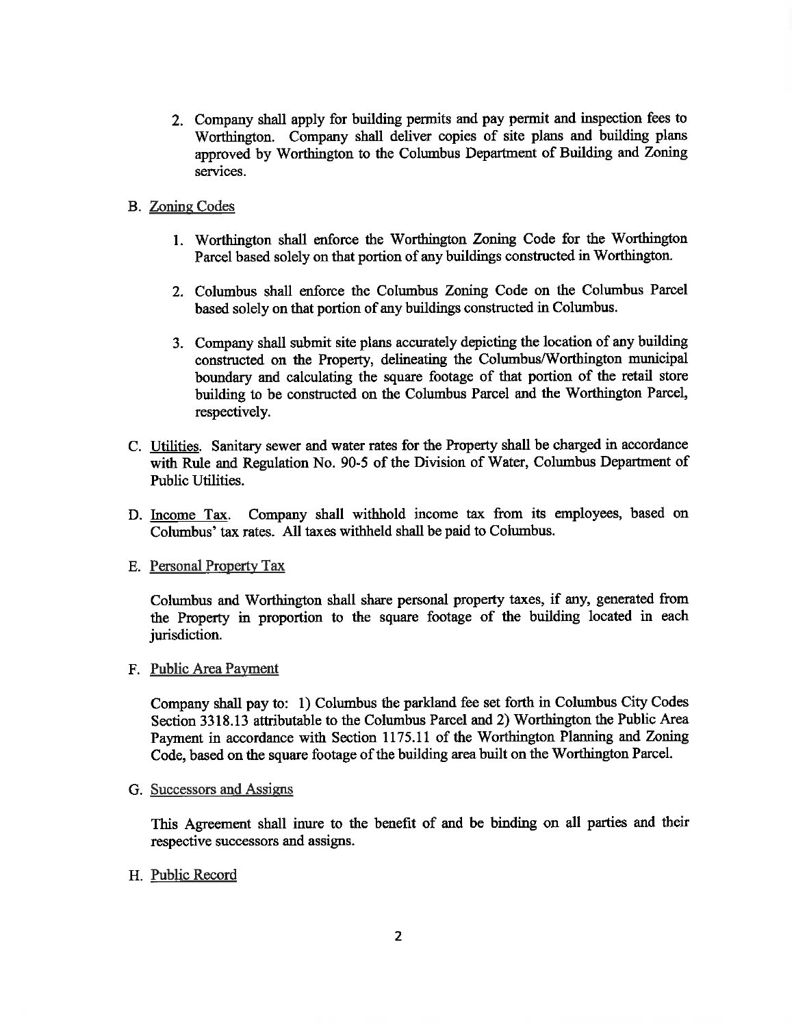2. Company shall apply for building permits and pay permit and inspection fees to Worthington. Company shall deliver copies of site plans and building plans approved by Worthington to the Columbus Department of Building and Zoning services.

B. <u>Zoning Codes</u>

1. Worthington shall enforce the Worthington Zoning Code for the Worthington Parcel based solely on that portion of any buildings constructed in Worthington.

2. Columbus shall enforce the Columbus Zoning Code on the Columbus Parcel based solely on that portion of any buildings constructed in Columbus.

3. Company shall submit site plans accurately depicting the location of any building constructed on the Property, delineating the Columbus/Worthington municipal boundary and calculating the square footage of that portion of the retail store building to be constructed on the Columbus Parcel and the Worthington Parcel, respectively.

C. <u>Utilities</u>. Sanitary sewer and water rates for the Property shall be charged in accordance with Rule and Regulation No. 90-5 of the Division of Water, Columbus Department of Public Utilities.

D. <u>Income Tax</u>. Company shall withhold income tax from its employees, based on Columbus' tax rates. All taxes withheld shall be paid to Columbus.

E. <u>Personal Property Tax</u>

Columbus and Worthington shall share personal property taxes, if any, generated from the Property in proportion to the square footage of the building located in each jurisdiction.

F. <u>Public Area Payment</u>

Company shall pay to: 1) Columbus the parkland fee set forth in Columbus City Codes Section 3318.13 attributable to the Columbus Parcel and 2) Worthington the Public Area Payment in accordance with Section 1175.11 of the Worthington Planning and Zoning Code, based on the square footage of the building area built on the Worthington Parcel.

G. <u>Successors and Assigns</u>

This Agreement shall inure to the benefit of and be binding on all parties and their respective successors and assigns.

H. <u>Public Record</u>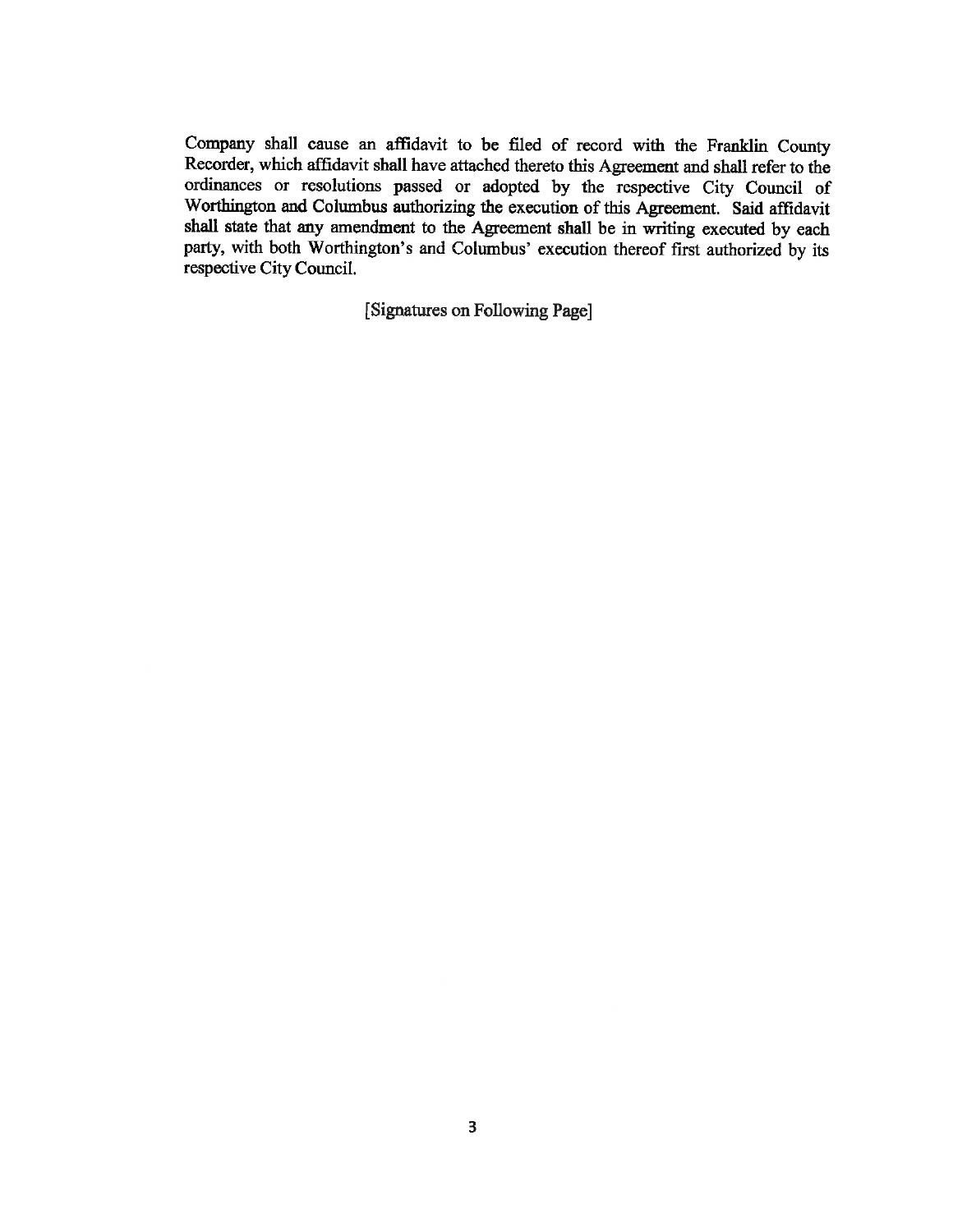Company shall cause an affidavit to be filed of record with the Franklin County Recorder, which affidavit shall have attached thereto this Agreement and shall refer to the ordinances or resolutions passed or adopted by the respective City Council of Worthington and Columbus authorizing the execution of this Agreement. Said affidavit shall state that any amendment to the Agreement shall be in writing executed by each party, with both Worthington's and Columbus' execution thereof first authorized by its respective City Council.

[Signatures on Following Page]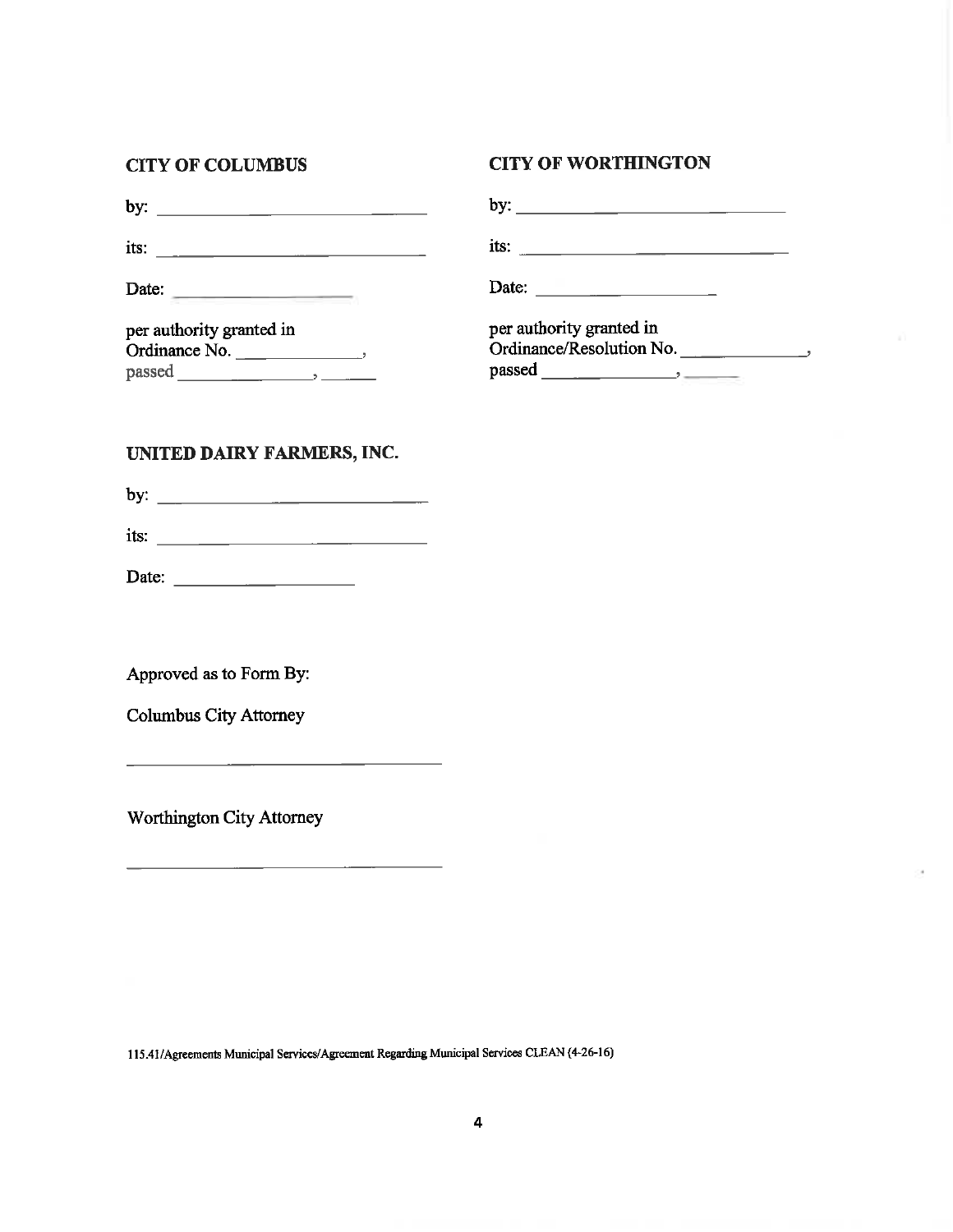**CITY OF COLUMBUS**

by: ______________________________

its: ______________________________

Date: ____________________

per authority granted in
Ordinance No. ______________,
passed ________________, ______

**CITY OF WORTHINGTON**

by: ______________________________

its: ______________________________

Date: ____________________

per authority granted in
Ordinance/Resolution No. ______________,
passed ________________, ______

**UNITED DAIRY FARMERS, INC.**

by: ______________________________

its: ______________________________

Date: ____________________

Approved as to Form By:

Columbus City Attorney

______________________________

Worthington City Attorney

______________________________

115.41/Agreements Municipal Services/Agreement Regarding Municipal Services CLEAN (4-26-16)